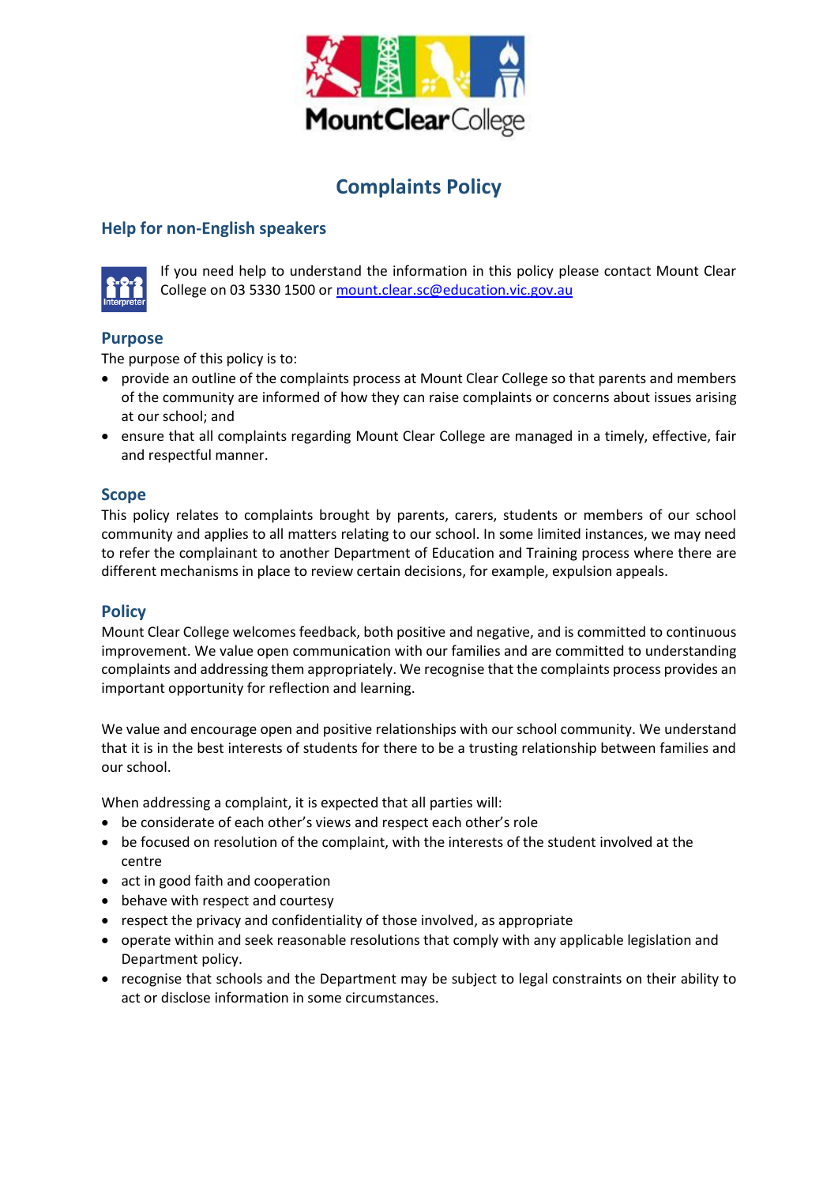# Complaints Policy

## Help for non-English speakers

If you need help to understand the information in this policy please contact Mount Clear College on 03 5330 1500 or [mount.clear.sc@education.vic.gov.au](mailto:mount.clear.sc@education.vic.gov.au)

## Purpose

The purpose of this policy is to:

- provide an outline of the complaints process at Mount Clear College so that parents and members of the community are informed of how they can raise complaints or concerns about issues arising at our school; and
- ensure that all complaints regarding Mount Clear College are managed in a timely, effective, fair and respectful manner.

## Scope

This policy relates to complaints brought by parents, carers, students or members of our school community and applies to all matters relating to our school. In some limited instances, we may need to refer the complainant to another Department of Education and Training process where there are different mechanisms in place to review certain decisions, for example, expulsion appeals.

## Policy

Mount Clear College welcomes feedback, both positive and negative, and is committed to continuous improvement. We value open communication with our families and are committed to understanding complaints and addressing them appropriately. We recognise that the complaints process provides an important opportunity for reflection and learning.

We value and encourage open and positive relationships with our school community. We understand that it is in the best interests of students for there to be a trusting relationship between families and our school.

When addressing a complaint, it is expected that all parties will:

- be considerate of each other's views and respect each other's role
- be focused on resolution of the complaint, with the interests of the student involved at the centre
- act in good faith and cooperation
- behave with respect and courtesy
- respect the privacy and confidentiality of those involved, as appropriate
- operate within and seek reasonable resolutions that comply with any applicable legislation and Department policy.
- recognise that schools and the Department may be subject to legal constraints on their ability to act or disclose information in some circumstances.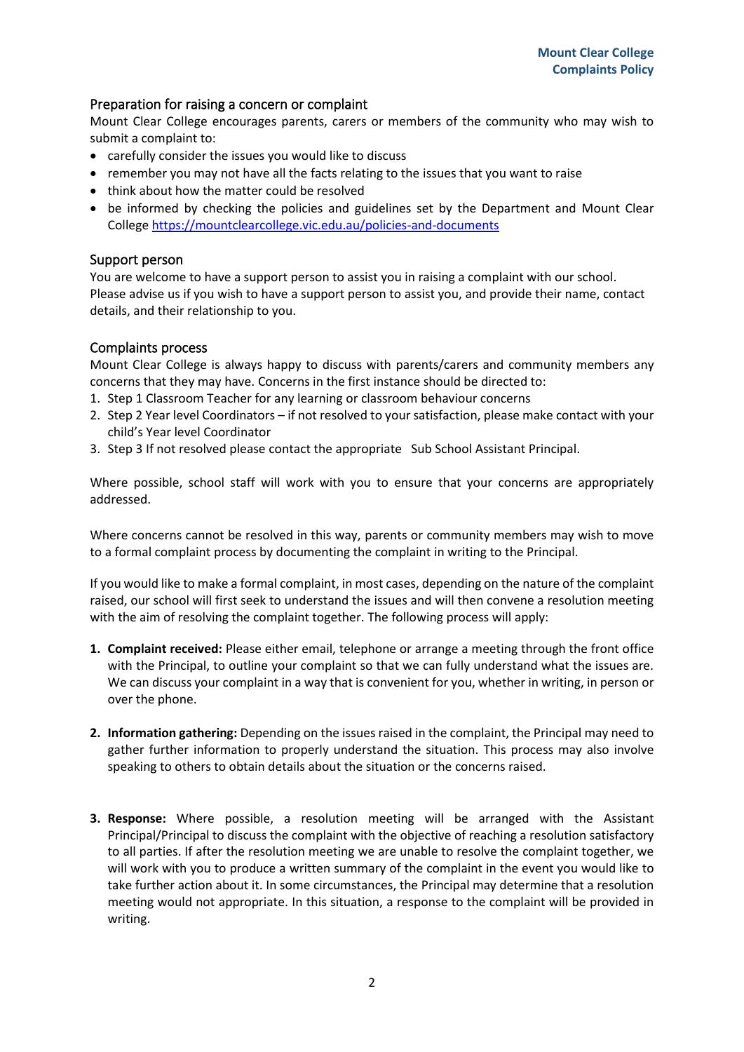## Preparation for raising a concern or complaint

Mount Clear College encourages parents, carers or members of the community who may wish to submit a complaint to:

- carefully consider the issues you would like to discuss
- remember you may not have all the facts relating to the issues that you want to raise
- think about how the matter could be resolved
- be informed by checking the policies and guidelines set by the Department and Mount Clear College https://mountclearcollege.vic.edu.au/policies-and-documents

## Support person

You are welcome to have a support person to assist you in raising a complaint with our school. Please advise us if you wish to have a support person to assist you, and provide their name, contact details, and their relationship to you.

## Complaints process

Mount Clear College is always happy to discuss with parents/carers and community members any concerns that they may have. Concerns in the first instance should be directed to:

1. Step 1 Classroom Teacher for any learning or classroom behaviour concerns
2. Step 2 Year level Coordinators – if not resolved to your satisfaction, please make contact with your child's Year level Coordinator
3. Step 3 If not resolved please contact the appropriate Sub School Assistant Principal.

Where possible, school staff will work with you to ensure that your concerns are appropriately addressed.

Where concerns cannot be resolved in this way, parents or community members may wish to move to a formal complaint process by documenting the complaint in writing to the Principal.

If you would like to make a formal complaint, in most cases, depending on the nature of the complaint raised, our school will first seek to understand the issues and will then convene a resolution meeting with the aim of resolving the complaint together. The following process will apply:

1. **Complaint received:** Please either email, telephone or arrange a meeting through the front office with the Principal, to outline your complaint so that we can fully understand what the issues are. We can discuss your complaint in a way that is convenient for you, whether in writing, in person or over the phone.

2. **Information gathering:** Depending on the issues raised in the complaint, the Principal may need to gather further information to properly understand the situation. This process may also involve speaking to others to obtain details about the situation or the concerns raised.

3. **Response:** Where possible, a resolution meeting will be arranged with the Assistant Principal/Principal to discuss the complaint with the objective of reaching a resolution satisfactory to all parties. If after the resolution meeting we are unable to resolve the complaint together, we will work with you to produce a written summary of the complaint in the event you would like to take further action about it. In some circumstances, the Principal may determine that a resolution meeting would not appropriate. In this situation, a response to the complaint will be provided in writing.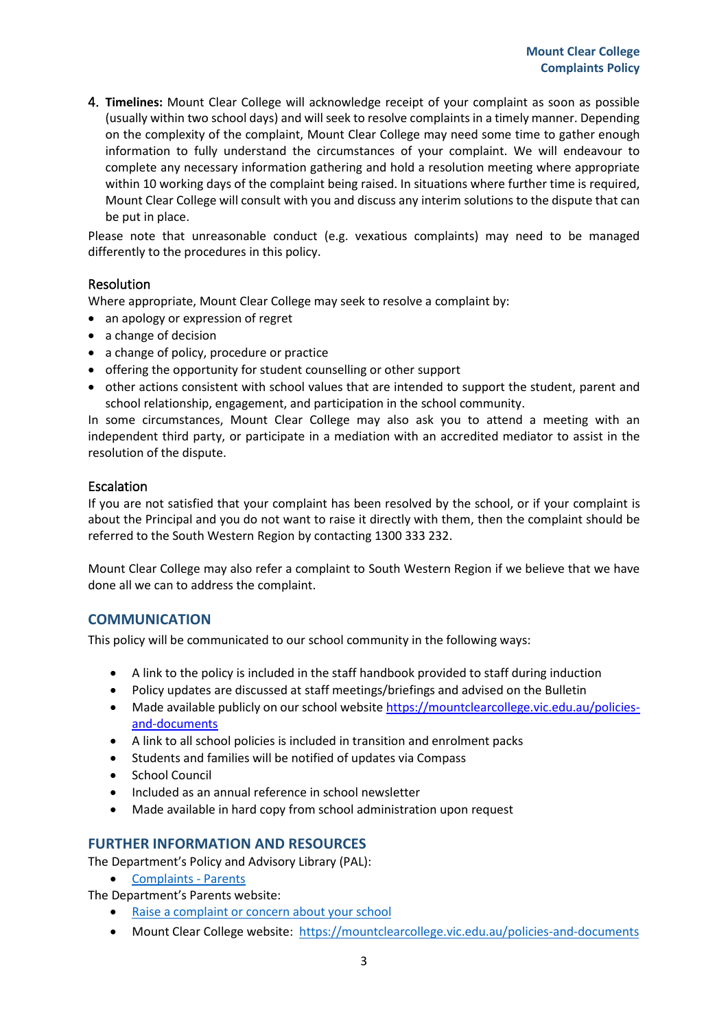4. **Timelines:** Mount Clear College will acknowledge receipt of your complaint as soon as possible (usually within two school days) and will seek to resolve complaints in a timely manner. Depending on the complexity of the complaint, Mount Clear College may need some time to gather enough information to fully understand the circumstances of your complaint. We will endeavour to complete any necessary information gathering and hold a resolution meeting where appropriate within 10 working days of the complaint being raised. In situations where further time is required, Mount Clear College will consult with you and discuss any interim solutions to the dispute that can be put in place.

Please note that unreasonable conduct (e.g. vexatious complaints) may need to be managed differently to the procedures in this policy.

### Resolution

Where appropriate, Mount Clear College may seek to resolve a complaint by:

- an apology or expression of regret
- a change of decision
- a change of policy, procedure or practice
- offering the opportunity for student counselling or other support
- other actions consistent with school values that are intended to support the student, parent and school relationship, engagement, and participation in the school community.

In some circumstances, Mount Clear College may also ask you to attend a meeting with an independent third party, or participate in a mediation with an accredited mediator to assist in the resolution of the dispute.

### Escalation

If you are not satisfied that your complaint has been resolved by the school, or if your complaint is about the Principal and you do not want to raise it directly with them, then the complaint should be referred to the South Western Region by contacting 1300 333 232.

Mount Clear College may also refer a complaint to South Western Region if we believe that we have done all we can to address the complaint.

## COMMUNICATION

This policy will be communicated to our school community in the following ways:

- A link to the policy is included in the staff handbook provided to staff during induction
- Policy updates are discussed at staff meetings/briefings and advised on the Bulletin
- Made available publicly on our school website https://mountclearcollege.vic.edu.au/policies-and-documents
- A link to all school policies is included in transition and enrolment packs
- Students and families will be notified of updates via Compass
- School Council
- Included as an annual reference in school newsletter
- Made available in hard copy from school administration upon request

## FURTHER INFORMATION AND RESOURCES

The Department's Policy and Advisory Library (PAL):

- Complaints - Parents

The Department's Parents website:

- Raise a complaint or concern about your school
- Mount Clear College website: https://mountclearcollege.vic.edu.au/policies-and-documents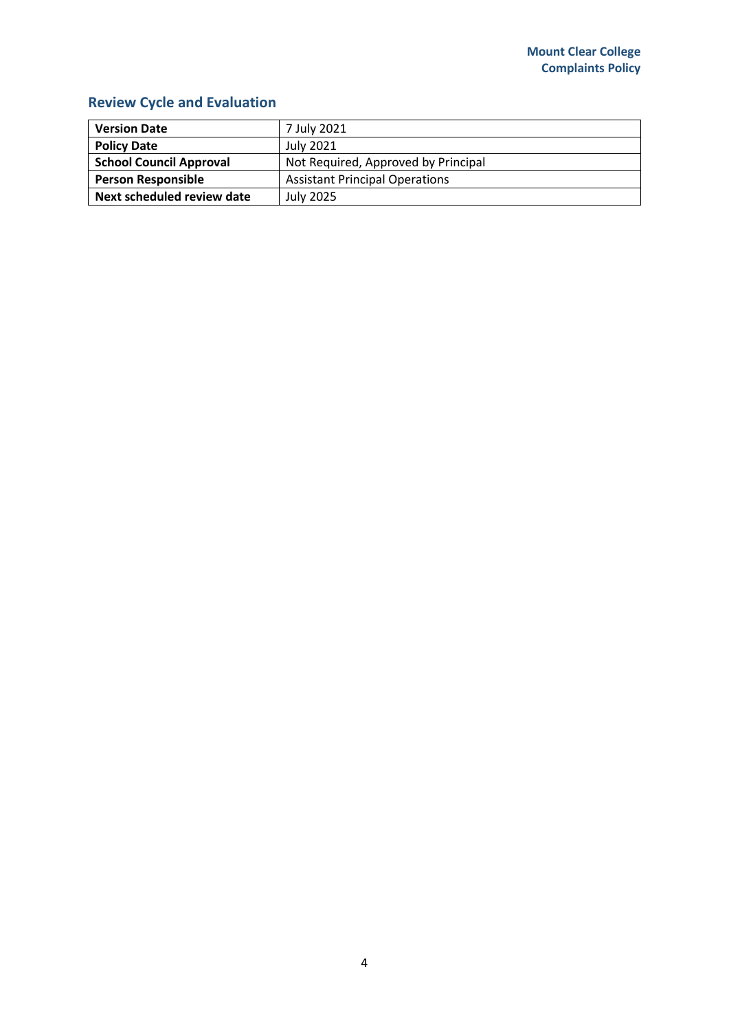## Review Cycle and Evaluation

| | |
|---|---|
| **Version Date** | 7 July 2021 |
| **Policy Date** | July 2021 |
| **School Council Approval** | Not Required, Approved by Principal |
| **Person Responsible** | Assistant Principal Operations |
| **Next scheduled review date** | July 2025 |